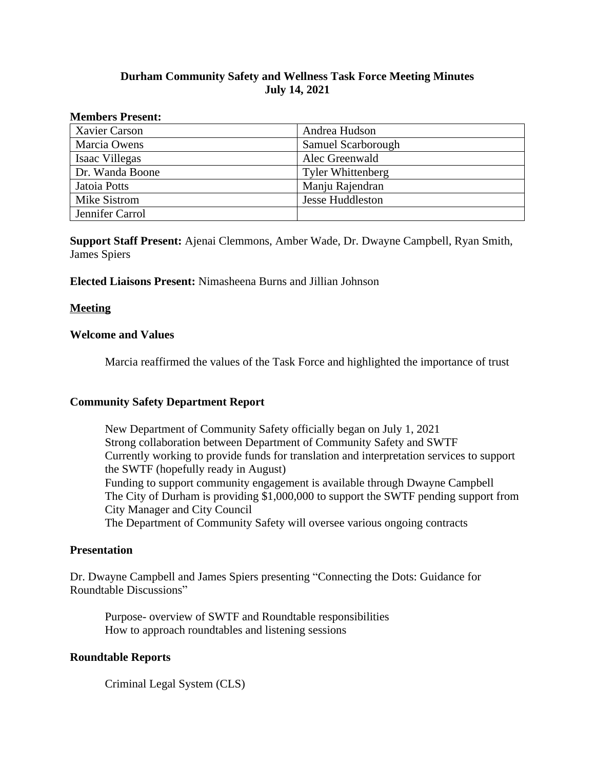**Durham Community Safety and Wellness Task Force Meeting Minutes**
**July 14, 2021**

**Members Present:**

| | |
|---|---|
| Xavier Carson | Andrea Hudson |
| Marcia Owens | Samuel Scarborough |
| Isaac Villegas | Alec Greenwald |
| Dr. Wanda Boone | Tyler Whittenberg |
| Jatoia Potts | Manju Rajendran |
| Mike Sistrom | Jesse Huddleston |
| Jennifer Carrol | |

**Support Staff Present:** Ajenai Clemmons, Amber Wade, Dr. Dwayne Campbell, Ryan Smith, James Spiers

**Elected Liaisons Present:** Nimasheena Burns and Jillian Johnson

## Meeting

### Welcome and Values

Marcia reaffirmed the values of the Task Force and highlighted the importance of trust

### Community Safety Department Report

New Department of Community Safety officially began on July 1, 2021
Strong collaboration between Department of Community Safety and SWTF
Currently working to provide funds for translation and interpretation services to support the SWTF (hopefully ready in August)
Funding to support community engagement is available through Dwayne Campbell
The City of Durham is providing $1,000,000 to support the SWTF pending support from City Manager and City Council
The Department of Community Safety will oversee various ongoing contracts

### Presentation

Dr. Dwayne Campbell and James Spiers presenting "Connecting the Dots: Guidance for Roundtable Discussions"

Purpose- overview of SWTF and Roundtable responsibilities
How to approach roundtables and listening sessions

### Roundtable Reports

Criminal Legal System (CLS)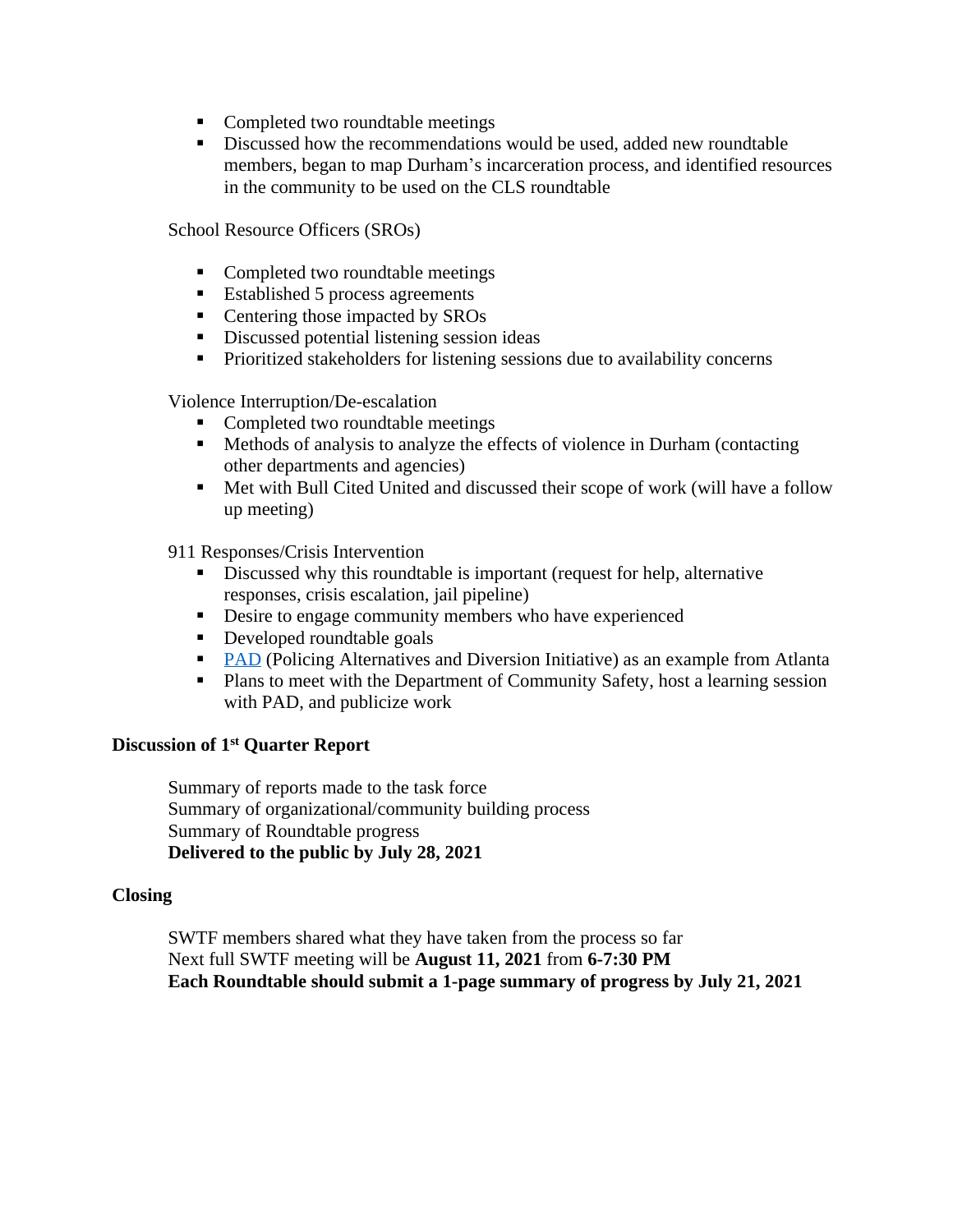- Completed two roundtable meetings
- Discussed how the recommendations would be used, added new roundtable members, began to map Durham's incarceration process, and identified resources in the community to be used on the CLS roundtable

School Resource Officers (SROs)

- Completed two roundtable meetings
- Established 5 process agreements
- Centering those impacted by SROs
- Discussed potential listening session ideas
- Prioritized stakeholders for listening sessions due to availability concerns

Violence Interruption/De-escalation

- Completed two roundtable meetings
- Methods of analysis to analyze the effects of violence in Durham (contacting other departments and agencies)
- Met with Bull Cited United and discussed their scope of work (will have a follow up meeting)

911 Responses/Crisis Intervention

- Discussed why this roundtable is important (request for help, alternative responses, crisis escalation, jail pipeline)
- Desire to engage community members who have experienced
- Developed roundtable goals
- PAD (Policing Alternatives and Diversion Initiative) as an example from Atlanta
- Plans to meet with the Department of Community Safety, host a learning session with PAD, and publicize work

**Discussion of 1st Quarter Report**

Summary of reports made to the task force
Summary of organizational/community building process
Summary of Roundtable progress
**Delivered to the public by July 28, 2021**

**Closing**

SWTF members shared what they have taken from the process so far
Next full SWTF meeting will be **August 11, 2021** from **6-7:30 PM**
**Each Roundtable should submit a 1-page summary of progress by July 21, 2021**